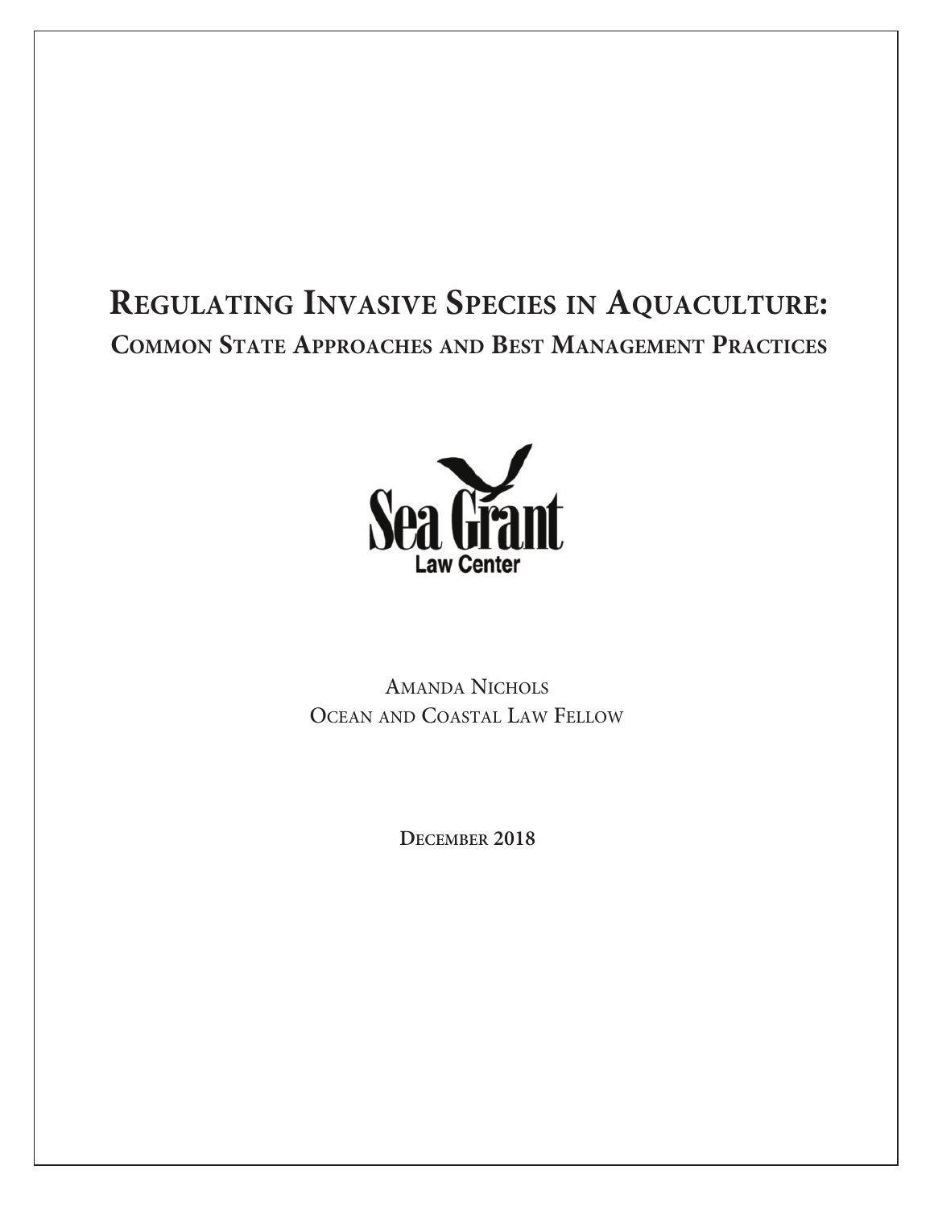# Regulating Invasive Species in Aquaculture:

## Common State Approaches and Best Management Practices

Sea Grant
Law Center

Amanda Nichols
Ocean and Coastal Law Fellow

**December 2018**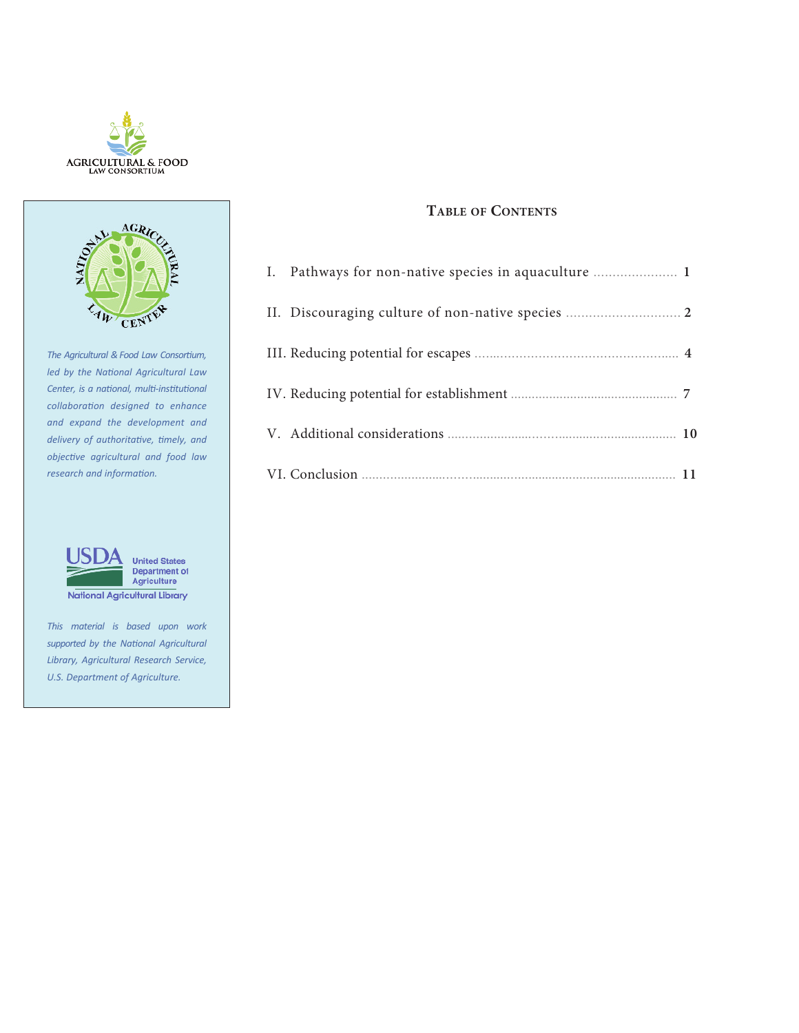AGRICULTURAL & FOOD LAW CONSORTIUM

*The Agricultural & Food Law Consortium, led by the National Agricultural Law Center, is a national, multi-institutional collaboration designed to enhance and expand the development and delivery of authoritative, timely, and objective agricultural and food law research and information.*

USDA United States Department of Agriculture National Agricultural Library

*This material is based upon work supported by the National Agricultural Library, Agricultural Research Service, U.S. Department of Agriculture.*

## Table of Contents

| | |
|---|---|
| I. Pathways for non-native species in aquaculture | **1** |
| II. Discouraging culture of non-native species | **2** |
| III. Reducing potential for escapes | **4** |
| IV. Reducing potential for establishment | **7** |
| V. Additional considerations | **10** |
| VI. Conclusion | **11** |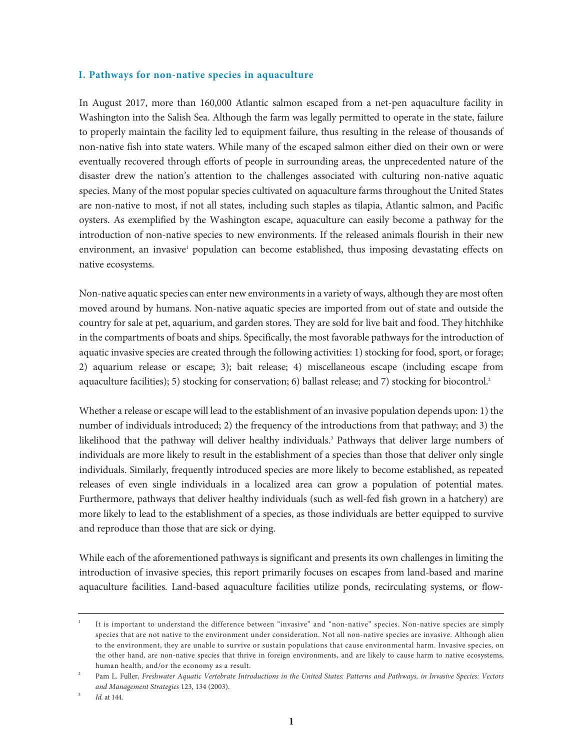### I. Pathways for non-native species in aquaculture

In August 2017, more than 160,000 Atlantic salmon escaped from a net-pen aquaculture facility in Washington into the Salish Sea. Although the farm was legally permitted to operate in the state, failure to properly maintain the facility led to equipment failure, thus resulting in the release of thousands of non-native fish into state waters. While many of the escaped salmon either died on their own or were eventually recovered through efforts of people in surrounding areas, the unprecedented nature of the disaster drew the nation's attention to the challenges associated with culturing non-native aquatic species. Many of the most popular species cultivated on aquaculture farms throughout the United States are non-native to most, if not all states, including such staples as tilapia, Atlantic salmon, and Pacific oysters. As exemplified by the Washington escape, aquaculture can easily become a pathway for the introduction of non-native species to new environments. If the released animals flourish in their new environment, an invasive[1] population can become established, thus imposing devastating effects on native ecosystems.

Non-native aquatic species can enter new environments in a variety of ways, although they are most often moved around by humans. Non-native aquatic species are imported from out of state and outside the country for sale at pet, aquarium, and garden stores. They are sold for live bait and food. They hitchhike in the compartments of boats and ships. Specifically, the most favorable pathways for the introduction of aquatic invasive species are created through the following activities: 1) stocking for food, sport, or forage; 2) aquarium release or escape; 3); bait release; 4) miscellaneous escape (including escape from aquaculture facilities); 5) stocking for conservation; 6) ballast release; and 7) stocking for biocontrol.[2]

Whether a release or escape will lead to the establishment of an invasive population depends upon: 1) the number of individuals introduced; 2) the frequency of the introductions from that pathway; and 3) the likelihood that the pathway will deliver healthy individuals.[3] Pathways that deliver large numbers of individuals are more likely to result in the establishment of a species than those that deliver only single individuals. Similarly, frequently introduced species are more likely to become established, as repeated releases of even single individuals in a localized area can grow a population of potential mates. Furthermore, pathways that deliver healthy individuals (such as well-fed fish grown in a hatchery) are more likely to lead to the establishment of a species, as those individuals are better equipped to survive and reproduce than those that are sick or dying.

While each of the aforementioned pathways is significant and presents its own challenges in limiting the introduction of invasive species, this report primarily focuses on escapes from land-based and marine aquaculture facilities. Land-based aquaculture facilities utilize ponds, recirculating systems, or flow-

---

[1] It is important to understand the difference between "invasive" and "non-native" species. Non-native species are simply species that are not native to the environment under consideration. Not all non-native species are invasive. Although alien to the environment, they are unable to survive or sustain populations that cause environmental harm. Invasive species, on the other hand, are non-native species that thrive in foreign environments, and are likely to cause harm to native ecosystems, human health, and/or the economy as a result.

[2] Pam L. Fuller, *Freshwater Aquatic Vertebrate Introductions in the United States: Patterns and Pathways, in Invasive Species: Vectors and Management Strategies* 123, 134 (2003).

[3] *Id.* at 144.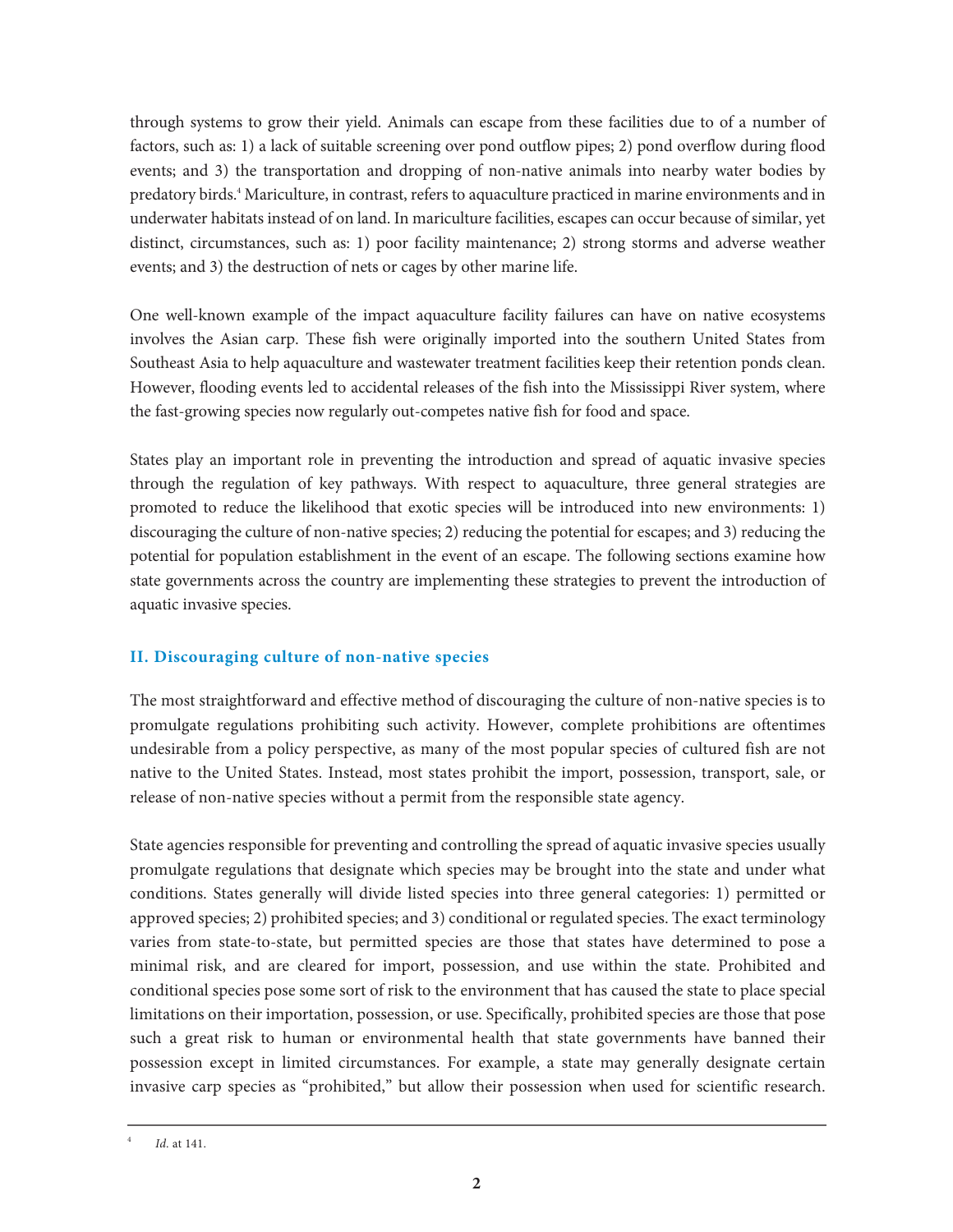through systems to grow their yield. Animals can escape from these facilities due to of a number of factors, such as: 1) a lack of suitable screening over pond outflow pipes; 2) pond overflow during flood events; and 3) the transportation and dropping of non-native animals into nearby water bodies by predatory birds.[4] Mariculture, in contrast, refers to aquaculture practiced in marine environments and in underwater habitats instead of on land. In mariculture facilities, escapes can occur because of similar, yet distinct, circumstances, such as: 1) poor facility maintenance; 2) strong storms and adverse weather events; and 3) the destruction of nets or cages by other marine life.

One well-known example of the impact aquaculture facility failures can have on native ecosystems involves the Asian carp. These fish were originally imported into the southern United States from Southeast Asia to help aquaculture and wastewater treatment facilities keep their retention ponds clean. However, flooding events led to accidental releases of the fish into the Mississippi River system, where the fast-growing species now regularly out-competes native fish for food and space.

States play an important role in preventing the introduction and spread of aquatic invasive species through the regulation of key pathways. With respect to aquaculture, three general strategies are promoted to reduce the likelihood that exotic species will be introduced into new environments: 1) discouraging the culture of non-native species; 2) reducing the potential for escapes; and 3) reducing the potential for population establishment in the event of an escape. The following sections examine how state governments across the country are implementing these strategies to prevent the introduction of aquatic invasive species.

## II. Discouraging culture of non-native species

The most straightforward and effective method of discouraging the culture of non-native species is to promulgate regulations prohibiting such activity. However, complete prohibitions are oftentimes undesirable from a policy perspective, as many of the most popular species of cultured fish are not native to the United States. Instead, most states prohibit the import, possession, transport, sale, or release of non-native species without a permit from the responsible state agency.

State agencies responsible for preventing and controlling the spread of aquatic invasive species usually promulgate regulations that designate which species may be brought into the state and under what conditions. States generally will divide listed species into three general categories: 1) permitted or approved species; 2) prohibited species; and 3) conditional or regulated species. The exact terminology varies from state-to-state, but permitted species are those that states have determined to pose a minimal risk, and are cleared for import, possession, and use within the state. Prohibited and conditional species pose some sort of risk to the environment that has caused the state to place special limitations on their importation, possession, or use. Specifically, prohibited species are those that pose such a great risk to human or environmental health that state governments have banned their possession except in limited circumstances. For example, a state may generally designate certain invasive carp species as "prohibited," but allow their possession when used for scientific research.

[4] *Id.* at 141.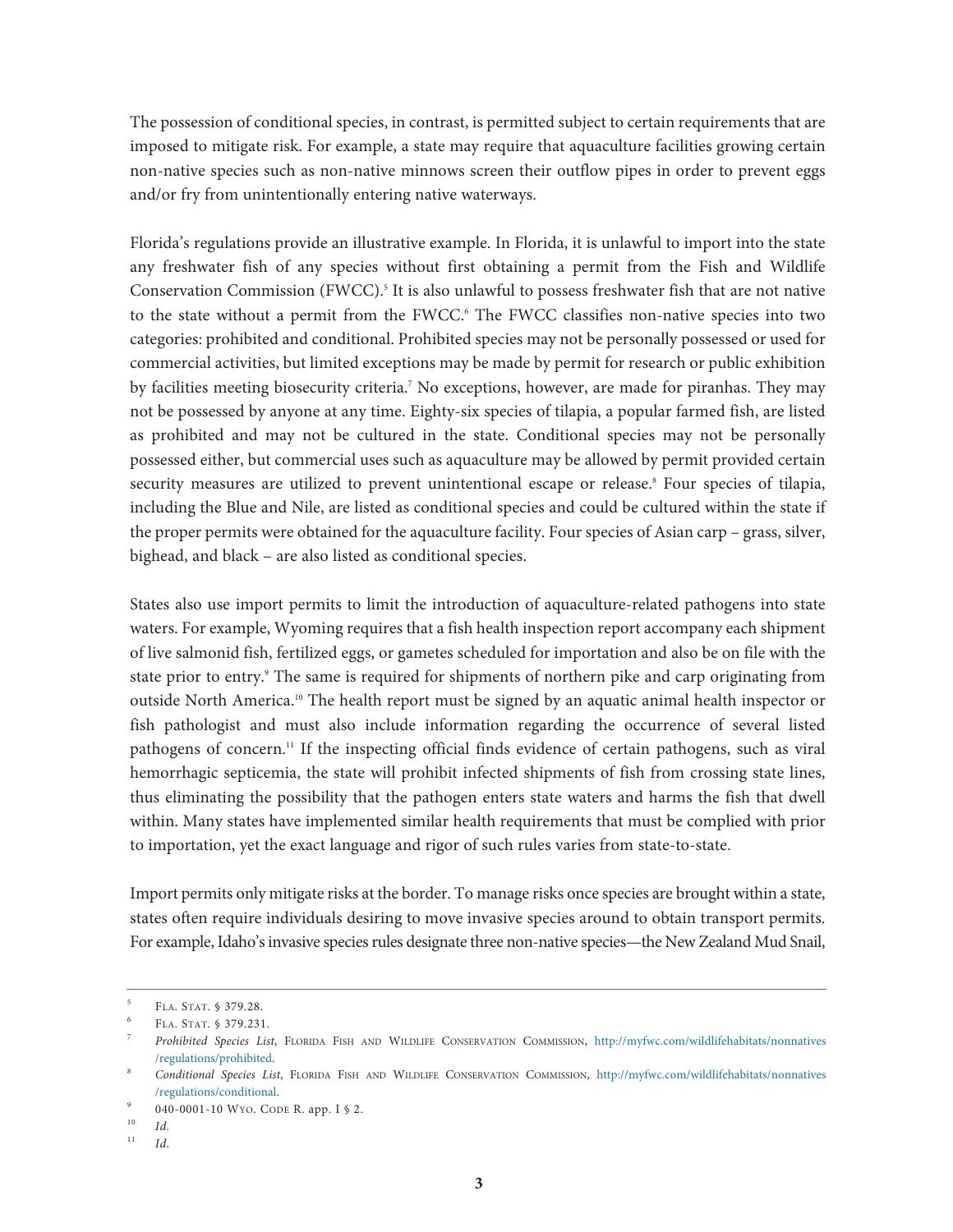The possession of conditional species, in contrast, is permitted subject to certain requirements that are imposed to mitigate risk. For example, a state may require that aquaculture facilities growing certain non-native species such as non-native minnows screen their outflow pipes in order to prevent eggs and/or fry from unintentionally entering native waterways.

Florida's regulations provide an illustrative example. In Florida, it is unlawful to import into the state any freshwater fish of any species without first obtaining a permit from the Fish and Wildlife Conservation Commission (FWCC).[5] It is also unlawful to possess freshwater fish that are not native to the state without a permit from the FWCC.[6] The FWCC classifies non-native species into two categories: prohibited and conditional. Prohibited species may not be personally possessed or used for commercial activities, but limited exceptions may be made by permit for research or public exhibition by facilities meeting biosecurity criteria.[7] No exceptions, however, are made for piranhas. They may not be possessed by anyone at any time. Eighty-six species of tilapia, a popular farmed fish, are listed as prohibited and may not be cultured in the state. Conditional species may not be personally possessed either, but commercial uses such as aquaculture may be allowed by permit provided certain security measures are utilized to prevent unintentional escape or release.[8] Four species of tilapia, including the Blue and Nile, are listed as conditional species and could be cultured within the state if the proper permits were obtained for the aquaculture facility. Four species of Asian carp – grass, silver, bighead, and black – are also listed as conditional species.

States also use import permits to limit the introduction of aquaculture-related pathogens into state waters. For example, Wyoming requires that a fish health inspection report accompany each shipment of live salmonid fish, fertilized eggs, or gametes scheduled for importation and also be on file with the state prior to entry.[9] The same is required for shipments of northern pike and carp originating from outside North America.[10] The health report must be signed by an aquatic animal health inspector or fish pathologist and must also include information regarding the occurrence of several listed pathogens of concern.[11] If the inspecting official finds evidence of certain pathogens, such as viral hemorrhagic septicemia, the state will prohibit infected shipments of fish from crossing state lines, thus eliminating the possibility that the pathogen enters state waters and harms the fish that dwell within. Many states have implemented similar health requirements that must be complied with prior to importation, yet the exact language and rigor of such rules varies from state-to-state.

Import permits only mitigate risks at the border. To manage risks once species are brought within a state, states often require individuals desiring to move invasive species around to obtain transport permits. For example, Idaho's invasive species rules designate three non-native species—the New Zealand Mud Snail,

---

[5] FLA. STAT. § 379.28.

[6] FLA. STAT. § 379.231.

[7] *Prohibited Species List*, FLORIDA FISH AND WILDLIFE CONSERVATION COMMISSION, http://myfwc.com/wildlifehabitats/nonnatives/regulations/prohibited.

[8] *Conditional Species List*, FLORIDA FISH AND WILDLIFE CONSERVATION COMMISSION, http://myfwc.com/wildlifehabitats/nonnatives/regulations/conditional.

[9] 040-0001-10 WYO. CODE R. app. I § 2.

[10] *Id.*

[11] *Id.*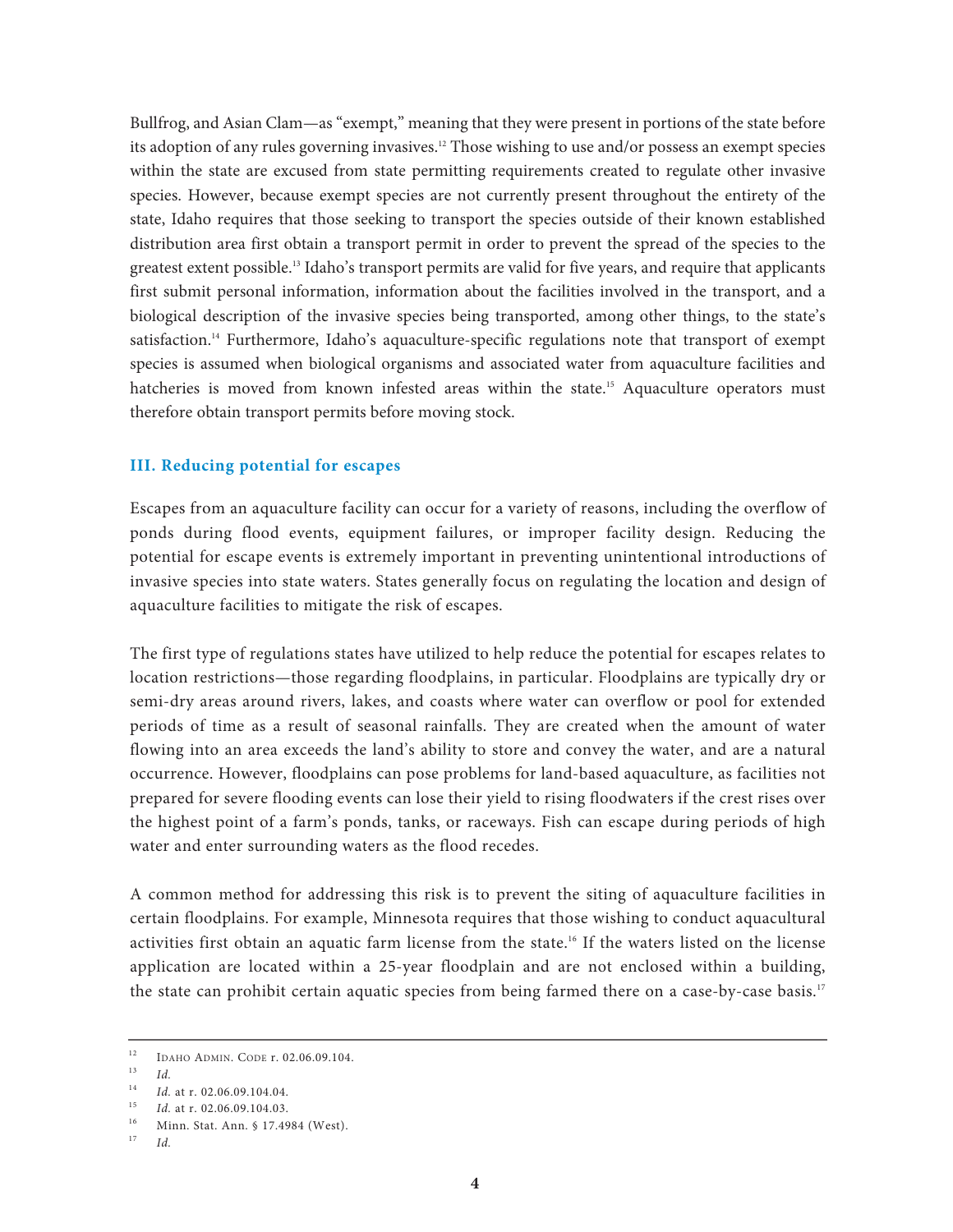Bullfrog, and Asian Clam—as "exempt," meaning that they were present in portions of the state before its adoption of any rules governing invasives.[12] Those wishing to use and/or possess an exempt species within the state are excused from state permitting requirements created to regulate other invasive species. However, because exempt species are not currently present throughout the entirety of the state, Idaho requires that those seeking to transport the species outside of their known established distribution area first obtain a transport permit in order to prevent the spread of the species to the greatest extent possible.[13] Idaho's transport permits are valid for five years, and require that applicants first submit personal information, information about the facilities involved in the transport, and a biological description of the invasive species being transported, among other things, to the state's satisfaction.[14] Furthermore, Idaho's aquaculture-specific regulations note that transport of exempt species is assumed when biological organisms and associated water from aquaculture facilities and hatcheries is moved from known infested areas within the state.[15] Aquaculture operators must therefore obtain transport permits before moving stock.

### III. Reducing potential for escapes

Escapes from an aquaculture facility can occur for a variety of reasons, including the overflow of ponds during flood events, equipment failures, or improper facility design. Reducing the potential for escape events is extremely important in preventing unintentional introductions of invasive species into state waters. States generally focus on regulating the location and design of aquaculture facilities to mitigate the risk of escapes.

The first type of regulations states have utilized to help reduce the potential for escapes relates to location restrictions—those regarding floodplains, in particular. Floodplains are typically dry or semi-dry areas around rivers, lakes, and coasts where water can overflow or pool for extended periods of time as a result of seasonal rainfalls. They are created when the amount of water flowing into an area exceeds the land's ability to store and convey the water, and are a natural occurrence. However, floodplains can pose problems for land-based aquaculture, as facilities not prepared for severe flooding events can lose their yield to rising floodwaters if the crest rises over the highest point of a farm's ponds, tanks, or raceways. Fish can escape during periods of high water and enter surrounding waters as the flood recedes.

A common method for addressing this risk is to prevent the siting of aquaculture facilities in certain floodplains. For example, Minnesota requires that those wishing to conduct aquacultural activities first obtain an aquatic farm license from the state.[16] If the waters listed on the license application are located within a 25-year floodplain and are not enclosed within a building, the state can prohibit certain aquatic species from being farmed there on a case-by-case basis.[17]

---

[12] Idaho Admin. Code r. 02.06.09.104.

[13] *Id.*

[14] *Id.* at r. 02.06.09.104.04.

[15] *Id.* at r. 02.06.09.104.03.

[16] Minn. Stat. Ann. § 17.4984 (West).

[17] *Id.*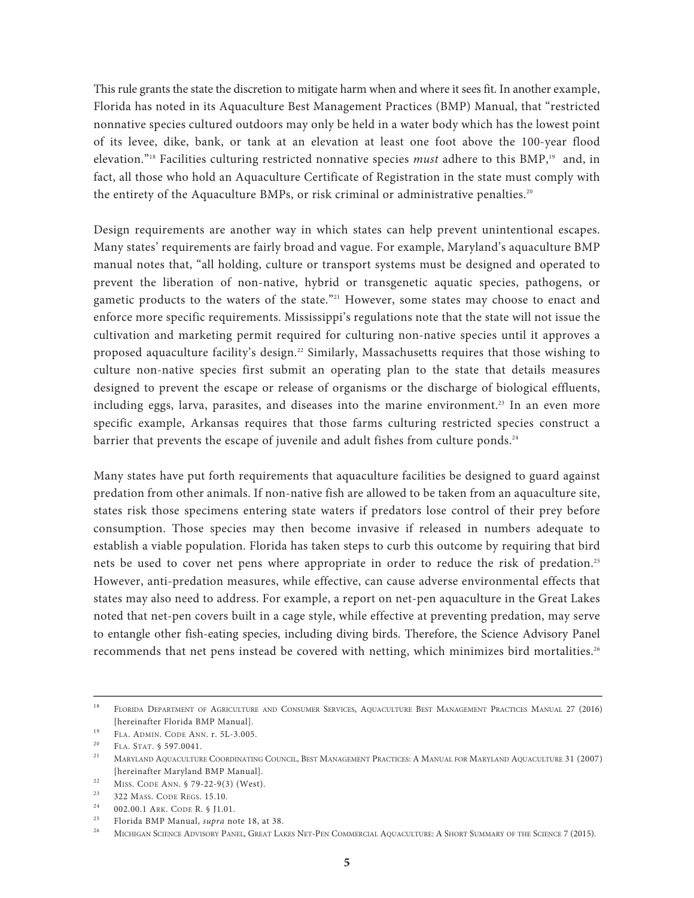This rule grants the state the discretion to mitigate harm when and where it sees fit. In another example, Florida has noted in its Aquaculture Best Management Practices (BMP) Manual, that "restricted nonnative species cultured outdoors may only be held in a water body which has the lowest point of its levee, dike, bank, or tank at an elevation at least one foot above the 100-year flood elevation."[18] Facilities culturing restricted nonnative species *must* adhere to this BMP,[19] and, in fact, all those who hold an Aquaculture Certificate of Registration in the state must comply with the entirety of the Aquaculture BMPs, or risk criminal or administrative penalties.[20]

Design requirements are another way in which states can help prevent unintentional escapes. Many states' requirements are fairly broad and vague. For example, Maryland's aquaculture BMP manual notes that, "all holding, culture or transport systems must be designed and operated to prevent the liberation of non-native, hybrid or transgenetic aquatic species, pathogens, or gametic products to the waters of the state."[21] However, some states may choose to enact and enforce more specific requirements. Mississippi's regulations note that the state will not issue the cultivation and marketing permit required for culturing non-native species until it approves a proposed aquaculture facility's design.[22] Similarly, Massachusetts requires that those wishing to culture non-native species first submit an operating plan to the state that details measures designed to prevent the escape or release of organisms or the discharge of biological effluents, including eggs, larva, parasites, and diseases into the marine environment.[23] In an even more specific example, Arkansas requires that those farms culturing restricted species construct a barrier that prevents the escape of juvenile and adult fishes from culture ponds.[24]

Many states have put forth requirements that aquaculture facilities be designed to guard against predation from other animals. If non-native fish are allowed to be taken from an aquaculture site, states risk those specimens entering state waters if predators lose control of their prey before consumption. Those species may then become invasive if released in numbers adequate to establish a viable population. Florida has taken steps to curb this outcome by requiring that bird nets be used to cover net pens where appropriate in order to reduce the risk of predation.[25] However, anti-predation measures, while effective, can cause adverse environmental effects that states may also need to address. For example, a report on net-pen aquaculture in the Great Lakes noted that net-pen covers built in a cage style, while effective at preventing predation, may serve to entangle other fish-eating species, including diving birds. Therefore, the Science Advisory Panel recommends that net pens instead be covered with netting, which minimizes bird mortalities.[26]

---

[18] Florida Department of Agriculture and Consumer Services, Aquaculture Best Management Practices Manual 27 (2016) [hereinafter Florida BMP Manual].

[19] Fla. Admin. Code Ann. r. 5L-3.005.

[20] Fla. Stat. § 597.0041.

[21] Maryland Aquaculture Coordinating Council, Best Management Practices: A Manual for Maryland Aquaculture 31 (2007) [hereinafter Maryland BMP Manual].

[22] Miss. Code Ann. § 79-22-9(3) (West).

[23] 322 Mass. Code Regs. 15.10.

[24] 002.00.1 Ark. Code R. § J1.01.

[25] Florida BMP Manual, *supra* note 18, at 38.

[26] Michigan Science Advisory Panel, Great Lakes Net-Pen Commercial Aquaculture: A Short Summary of the Science 7 (2015).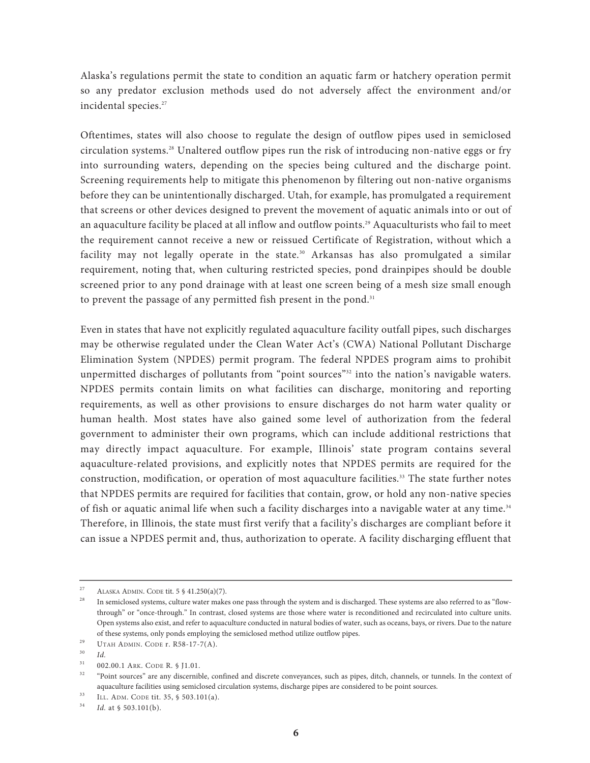Alaska's regulations permit the state to condition an aquatic farm or hatchery operation permit so any predator exclusion methods used do not adversely affect the environment and/or incidental species.[27]

Oftentimes, states will also choose to regulate the design of outflow pipes used in semiclosed circulation systems.[28] Unaltered outflow pipes run the risk of introducing non-native eggs or fry into surrounding waters, depending on the species being cultured and the discharge point. Screening requirements help to mitigate this phenomenon by filtering out non-native organisms before they can be unintentionally discharged. Utah, for example, has promulgated a requirement that screens or other devices designed to prevent the movement of aquatic animals into or out of an aquaculture facility be placed at all inflow and outflow points.[29] Aquaculturists who fail to meet the requirement cannot receive a new or reissued Certificate of Registration, without which a facility may not legally operate in the state.[30] Arkansas has also promulgated a similar requirement, noting that, when culturing restricted species, pond drainpipes should be double screened prior to any pond drainage with at least one screen being of a mesh size small enough to prevent the passage of any permitted fish present in the pond.[31]

Even in states that have not explicitly regulated aquaculture facility outfall pipes, such discharges may be otherwise regulated under the Clean Water Act's (CWA) National Pollutant Discharge Elimination System (NPDES) permit program. The federal NPDES program aims to prohibit unpermitted discharges of pollutants from "point sources"[32] into the nation's navigable waters. NPDES permits contain limits on what facilities can discharge, monitoring and reporting requirements, as well as other provisions to ensure discharges do not harm water quality or human health. Most states have also gained some level of authorization from the federal government to administer their own programs, which can include additional restrictions that may directly impact aquaculture. For example, Illinois' state program contains several aquaculture-related provisions, and explicitly notes that NPDES permits are required for the construction, modification, or operation of most aquaculture facilities.[33] The state further notes that NPDES permits are required for facilities that contain, grow, or hold any non-native species of fish or aquatic animal life when such a facility discharges into a navigable water at any time.[34] Therefore, in Illinois, the state must first verify that a facility's discharges are compliant before it can issue a NPDES permit and, thus, authorization to operate. A facility discharging effluent that

---

[27] ALASKA ADMIN. CODE tit. 5 § 41.250(a)(7).

[28] In semiclosed systems, culture water makes one pass through the system and is discharged. These systems are also referred to as "flow-through" or "once-through." In contrast, closed systems are those where water is reconditioned and recirculated into culture units. Open systems also exist, and refer to aquaculture conducted in natural bodies of water, such as oceans, bays, or rivers. Due to the nature of these systems, only ponds employing the semiclosed method utilize outflow pipes.

[29] UTAH ADMIN. CODE r. R58-17-7(A).

[30] *Id.*

[31] 002.00.1 ARK. CODE R. § J1.01.

[32] "Point sources" are any discernible, confined and discrete conveyances, such as pipes, ditch, channels, or tunnels. In the context of aquaculture facilities using semiclosed circulation systems, discharge pipes are considered to be point sources.

[33] ILL. ADM. CODE tit. 35, § 503.101(a).

[34] *Id.* at § 503.101(b).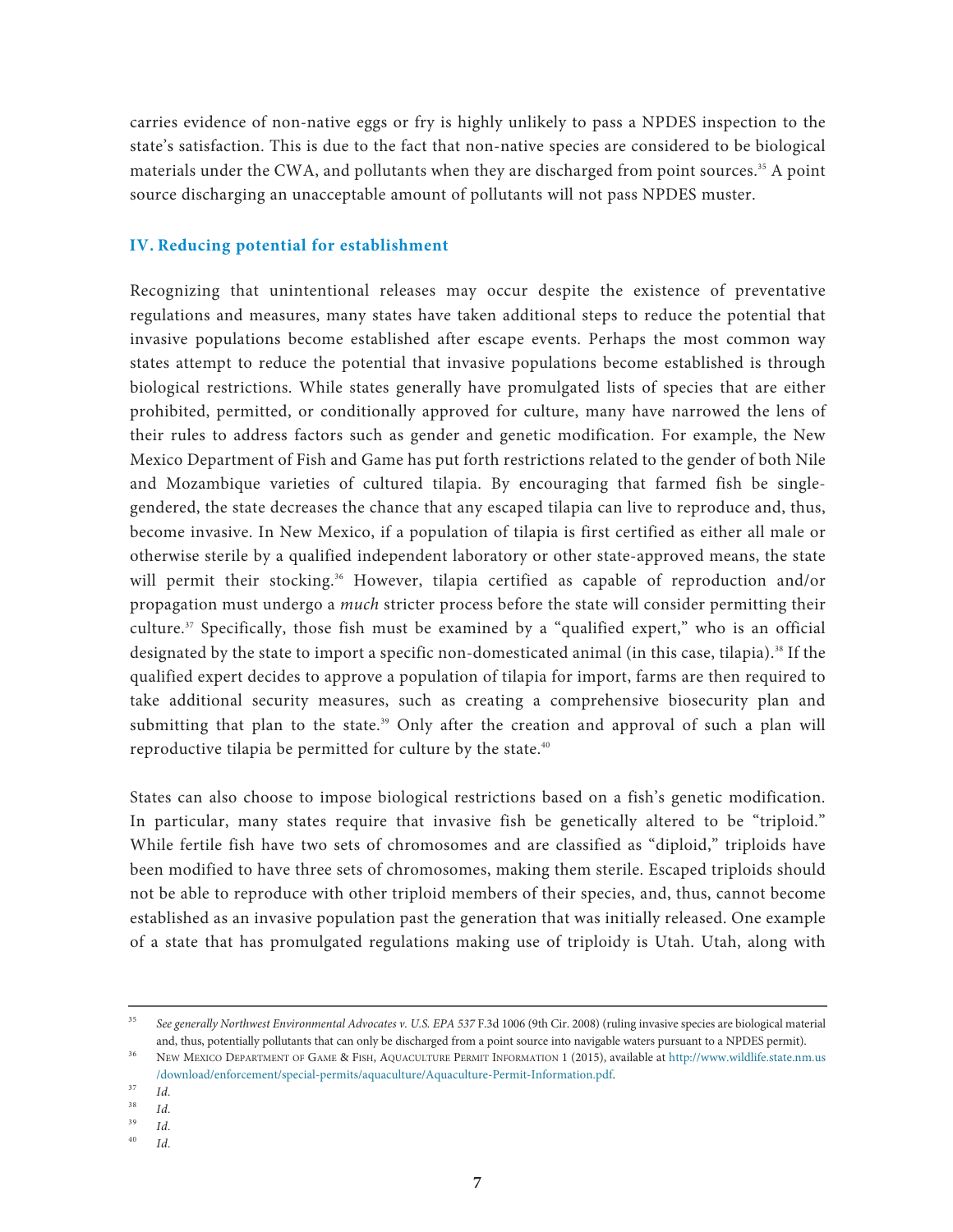carries evidence of non-native eggs or fry is highly unlikely to pass a NPDES inspection to the state's satisfaction. This is due to the fact that non-native species are considered to be biological materials under the CWA, and pollutants when they are discharged from point sources.[35] A point source discharging an unacceptable amount of pollutants will not pass NPDES muster.

## IV. Reducing potential for establishment

Recognizing that unintentional releases may occur despite the existence of preventative regulations and measures, many states have taken additional steps to reduce the potential that invasive populations become established after escape events. Perhaps the most common way states attempt to reduce the potential that invasive populations become established is through biological restrictions. While states generally have promulgated lists of species that are either prohibited, permitted, or conditionally approved for culture, many have narrowed the lens of their rules to address factors such as gender and genetic modification. For example, the New Mexico Department of Fish and Game has put forth restrictions related to the gender of both Nile and Mozambique varieties of cultured tilapia. By encouraging that farmed fish be single-gendered, the state decreases the chance that any escaped tilapia can live to reproduce and, thus, become invasive. In New Mexico, if a population of tilapia is first certified as either all male or otherwise sterile by a qualified independent laboratory or other state-approved means, the state will permit their stocking.[36] However, tilapia certified as capable of reproduction and/or propagation must undergo a *much* stricter process before the state will consider permitting their culture.[37] Specifically, those fish must be examined by a "qualified expert," who is an official designated by the state to import a specific non-domesticated animal (in this case, tilapia).[38] If the qualified expert decides to approve a population of tilapia for import, farms are then required to take additional security measures, such as creating a comprehensive biosecurity plan and submitting that plan to the state.[39] Only after the creation and approval of such a plan will reproductive tilapia be permitted for culture by the state.[40]

States can also choose to impose biological restrictions based on a fish's genetic modification. In particular, many states require that invasive fish be genetically altered to be "triploid." While fertile fish have two sets of chromosomes and are classified as "diploid," triploids have been modified to have three sets of chromosomes, making them sterile. Escaped triploids should not be able to reproduce with other triploid members of their species, and, thus, cannot become established as an invasive population past the generation that was initially released. One example of a state that has promulgated regulations making use of triploidy is Utah. Utah, along with

---

[35] *See generally Northwest Environmental Advocates v. U.S. EPA 537* F.3d 1006 (9th Cir. 2008) (ruling invasive species are biological material and, thus, potentially pollutants that can only be discharged from a point source into navigable waters pursuant to a NPDES permit).

[36] New Mexico Department of Game & Fish, Aquaculture Permit Information 1 (2015), available at http://www.wildlife.state.nm.us/download/enforcement/special-permits/aquaculture/Aquaculture-Permit-Information.pdf.

[37] *Id.*

[38] *Id.*

[39] *Id.*

[40] *Id.*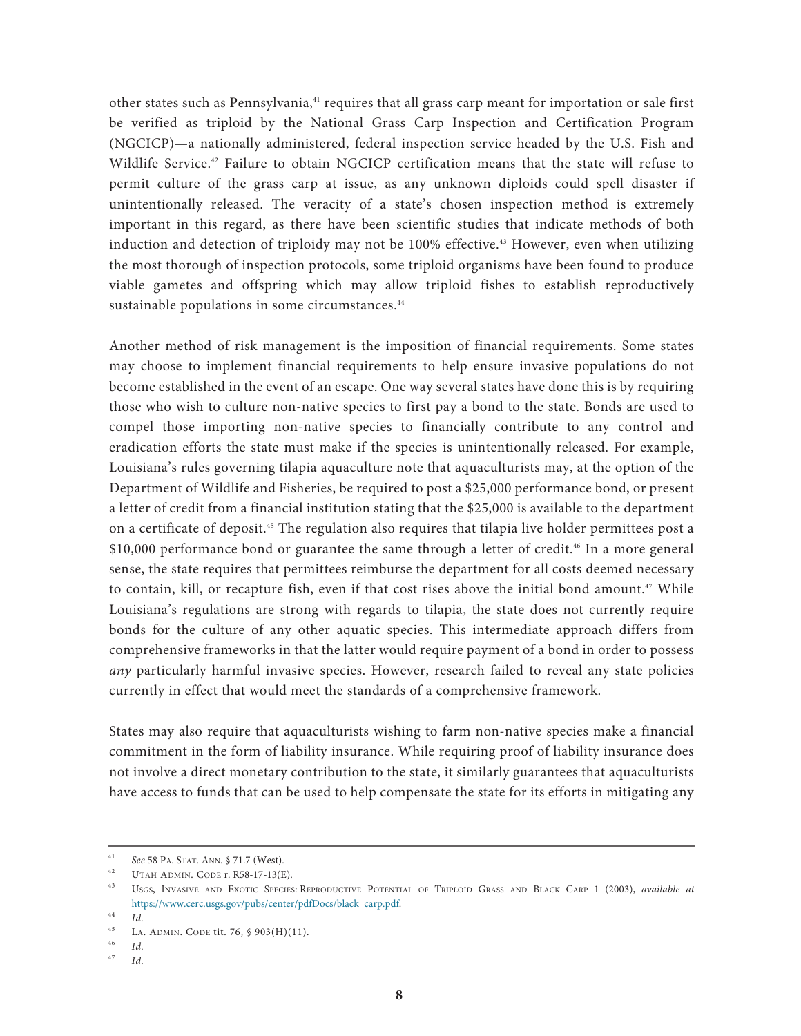other states such as Pennsylvania,[41] requires that all grass carp meant for importation or sale first be verified as triploid by the National Grass Carp Inspection and Certification Program (NGCICP)—a nationally administered, federal inspection service headed by the U.S. Fish and Wildlife Service.[42] Failure to obtain NGCICP certification means that the state will refuse to permit culture of the grass carp at issue, as any unknown diploids could spell disaster if unintentionally released. The veracity of a state's chosen inspection method is extremely important in this regard, as there have been scientific studies that indicate methods of both induction and detection of triploidy may not be 100% effective.[43] However, even when utilizing the most thorough of inspection protocols, some triploid organisms have been found to produce viable gametes and offspring which may allow triploid fishes to establish reproductively sustainable populations in some circumstances.[44]

Another method of risk management is the imposition of financial requirements. Some states may choose to implement financial requirements to help ensure invasive populations do not become established in the event of an escape. One way several states have done this is by requiring those who wish to culture non-native species to first pay a bond to the state. Bonds are used to compel those importing non-native species to financially contribute to any control and eradication efforts the state must make if the species is unintentionally released. For example, Louisiana's rules governing tilapia aquaculture note that aquaculturists may, at the option of the Department of Wildlife and Fisheries, be required to post a $25,000 performance bond, or present a letter of credit from a financial institution stating that the $25,000 is available to the department on a certificate of deposit.[45] The regulation also requires that tilapia live holder permittees post a $10,000 performance bond or guarantee the same through a letter of credit.[46] In a more general sense, the state requires that permittees reimburse the department for all costs deemed necessary to contain, kill, or recapture fish, even if that cost rises above the initial bond amount.[47] While Louisiana's regulations are strong with regards to tilapia, the state does not currently require bonds for the culture of any other aquatic species. This intermediate approach differs from comprehensive frameworks in that the latter would require payment of a bond in order to possess *any* particularly harmful invasive species. However, research failed to reveal any state policies currently in effect that would meet the standards of a comprehensive framework.

States may also require that aquaculturists wishing to farm non-native species make a financial commitment in the form of liability insurance. While requiring proof of liability insurance does not involve a direct monetary contribution to the state, it similarly guarantees that aquaculturists have access to funds that can be used to help compensate the state for its efforts in mitigating any

---

[41] *See* 58 PA. STAT. ANN. § 71.7 (West).

[42] UTAH ADMIN. CODE r. R58-17-13(E).

[43] USGS, INVASIVE AND EXOTIC SPECIES: REPRODUCTIVE POTENTIAL OF TRIPLOID GRASS AND BLACK CARP 1 (2003), *available at* https://www.cerc.usgs.gov/pubs/center/pdfDocs/black_carp.pdf.

[44] *Id.*

[45] LA. ADMIN. CODE tit. 76, § 903(H)(11).

[46] *Id.*

[47] *Id.*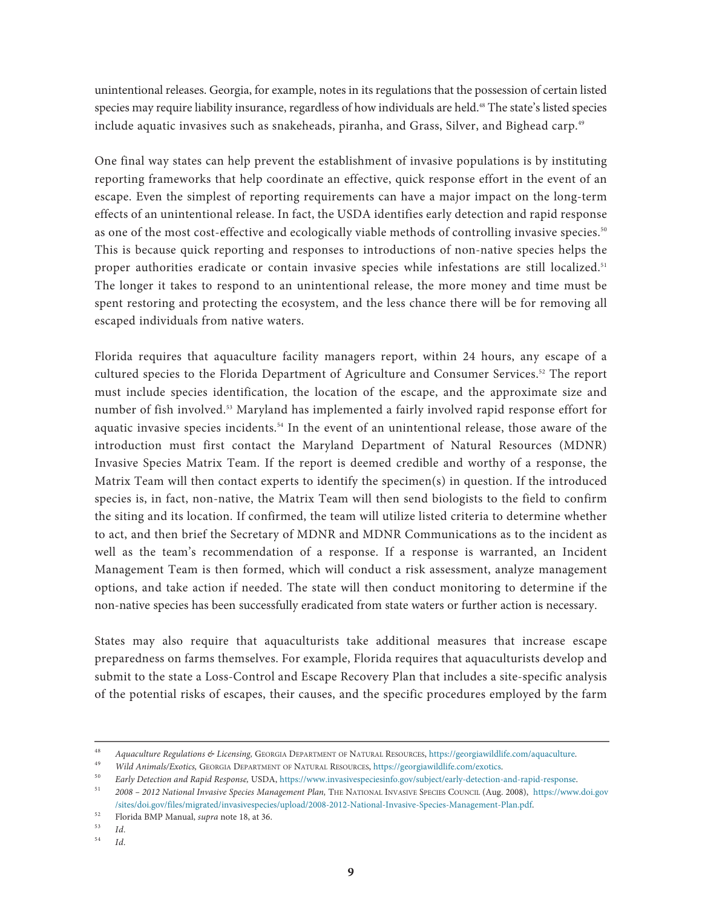unintentional releases. Georgia, for example, notes in its regulations that the possession of certain listed species may require liability insurance, regardless of how individuals are held.[48] The state's listed species include aquatic invasives such as snakeheads, piranha, and Grass, Silver, and Bighead carp.[49]

One final way states can help prevent the establishment of invasive populations is by instituting reporting frameworks that help coordinate an effective, quick response effort in the event of an escape. Even the simplest of reporting requirements can have a major impact on the long-term effects of an unintentional release. In fact, the USDA identifies early detection and rapid response as one of the most cost-effective and ecologically viable methods of controlling invasive species.[50] This is because quick reporting and responses to introductions of non-native species helps the proper authorities eradicate or contain invasive species while infestations are still localized.[51] The longer it takes to respond to an unintentional release, the more money and time must be spent restoring and protecting the ecosystem, and the less chance there will be for removing all escaped individuals from native waters.

Florida requires that aquaculture facility managers report, within 24 hours, any escape of a cultured species to the Florida Department of Agriculture and Consumer Services.[52] The report must include species identification, the location of the escape, and the approximate size and number of fish involved.[53] Maryland has implemented a fairly involved rapid response effort for aquatic invasive species incidents.[54] In the event of an unintentional release, those aware of the introduction must first contact the Maryland Department of Natural Resources (MDNR) Invasive Species Matrix Team. If the report is deemed credible and worthy of a response, the Matrix Team will then contact experts to identify the specimen(s) in question. If the introduced species is, in fact, non-native, the Matrix Team will then send biologists to the field to confirm the siting and its location. If confirmed, the team will utilize listed criteria to determine whether to act, and then brief the Secretary of MDNR and MDNR Communications as to the incident as well as the team's recommendation of a response. If a response is warranted, an Incident Management Team is then formed, which will conduct a risk assessment, analyze management options, and take action if needed. The state will then conduct monitoring to determine if the non-native species has been successfully eradicated from state waters or further action is necessary.

States may also require that aquaculturists take additional measures that increase escape preparedness on farms themselves. For example, Florida requires that aquaculturists develop and submit to the state a Loss-Control and Escape Recovery Plan that includes a site-specific analysis of the potential risks of escapes, their causes, and the specific procedures employed by the farm

---

[48] *Aquaculture Regulations & Licensing,* Georgia Department of Natural Resources, https://georgiawildlife.com/aquaculture.

[49] *Wild Animals/Exotics,* Georgia Department of Natural Resources, https://georgiawildlife.com/exotics.

[50] *Early Detection and Rapid Response,* USDA, https://www.invasivespeciesinfo.gov/subject/early-detection-and-rapid-response.

[51] *2008 – 2012 National Invasive Species Management Plan,* The National Invasive Species Council (Aug. 2008), https://www.doi.gov/sites/doi.gov/files/migrated/invasivespecies/upload/2008-2012-National-Invasive-Species-Management-Plan.pdf.

[52] Florida BMP Manual, *supra* note 18, at 36.

[53] *Id.*

[54] *Id.*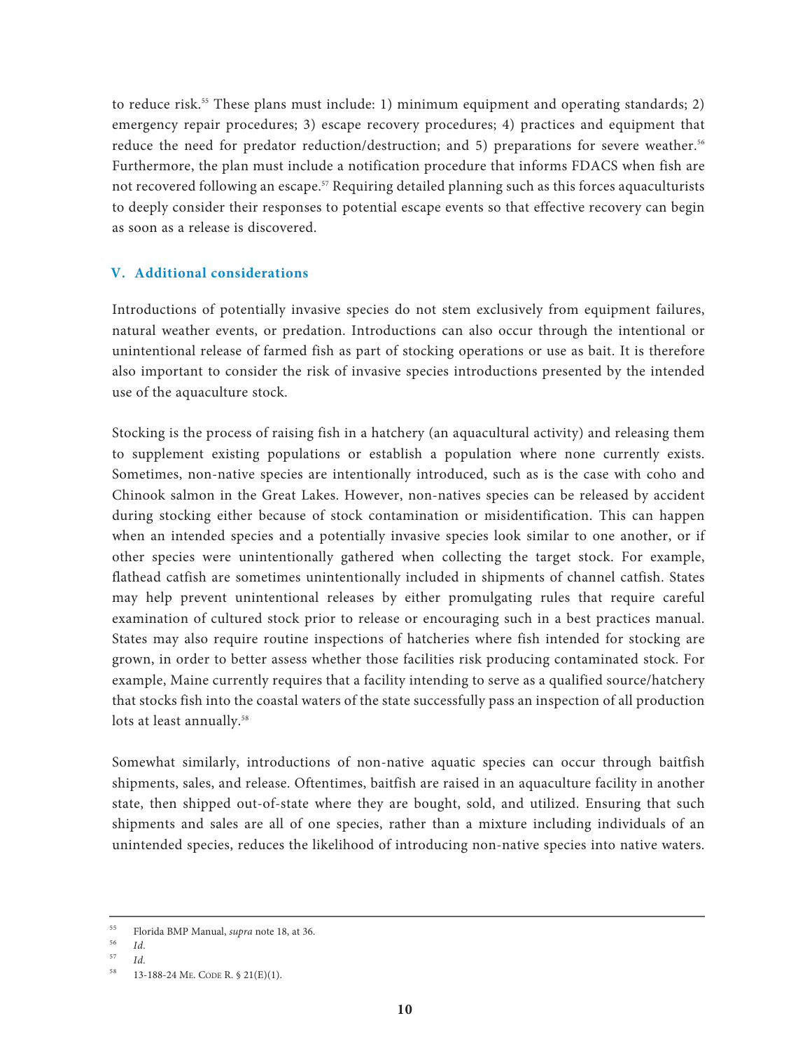to reduce risk.[55] These plans must include: 1) minimum equipment and operating standards; 2) emergency repair procedures; 3) escape recovery procedures; 4) practices and equipment that reduce the need for predator reduction/destruction; and 5) preparations for severe weather.[56] Furthermore, the plan must include a notification procedure that informs FDACS when fish are not recovered following an escape.[57] Requiring detailed planning such as this forces aquaculturists to deeply consider their responses to potential escape events so that effective recovery can begin as soon as a release is discovered.

## V. Additional considerations

Introductions of potentially invasive species do not stem exclusively from equipment failures, natural weather events, or predation. Introductions can also occur through the intentional or unintentional release of farmed fish as part of stocking operations or use as bait. It is therefore also important to consider the risk of invasive species introductions presented by the intended use of the aquaculture stock.

Stocking is the process of raising fish in a hatchery (an aquacultural activity) and releasing them to supplement existing populations or establish a population where none currently exists. Sometimes, non-native species are intentionally introduced, such as is the case with coho and Chinook salmon in the Great Lakes. However, non-natives species can be released by accident during stocking either because of stock contamination or misidentification. This can happen when an intended species and a potentially invasive species look similar to one another, or if other species were unintentionally gathered when collecting the target stock. For example, flathead catfish are sometimes unintentionally included in shipments of channel catfish. States may help prevent unintentional releases by either promulgating rules that require careful examination of cultured stock prior to release or encouraging such in a best practices manual. States may also require routine inspections of hatcheries where fish intended for stocking are grown, in order to better assess whether those facilities risk producing contaminated stock. For example, Maine currently requires that a facility intending to serve as a qualified source/hatchery that stocks fish into the coastal waters of the state successfully pass an inspection of all production lots at least annually.[58]

Somewhat similarly, introductions of non-native aquatic species can occur through baitfish shipments, sales, and release. Oftentimes, baitfish are raised in an aquaculture facility in another state, then shipped out-of-state where they are bought, sold, and utilized. Ensuring that such shipments and sales are all of one species, rather than a mixture including individuals of an unintended species, reduces the likelihood of introducing non-native species into native waters.

---

[55] Florida BMP Manual, *supra* note 18, at 36.

[56] *Id.*

[57] *Id.*

[58] 13-188-24 Me. Code R. § 21(E)(1).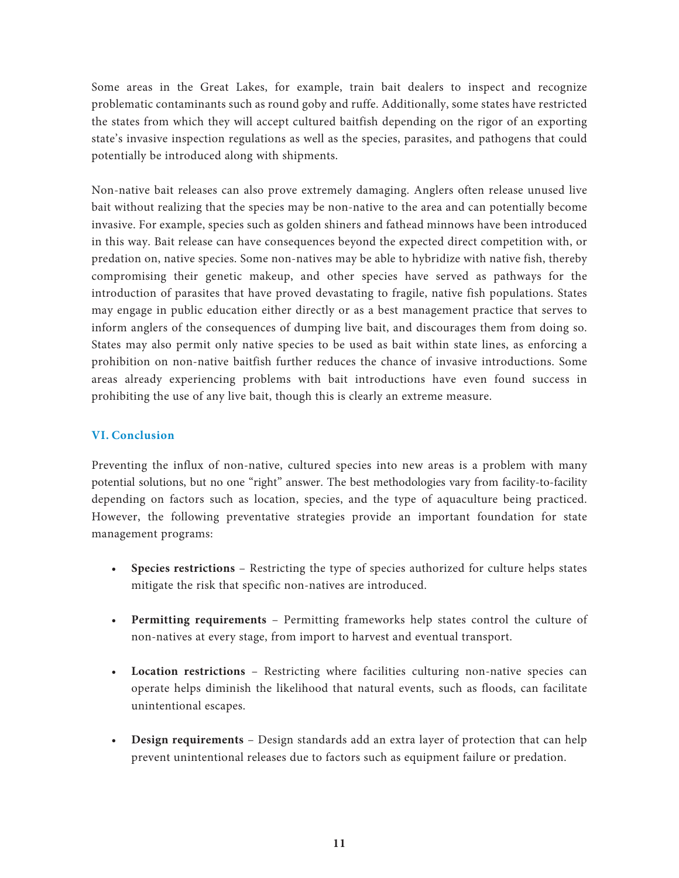Some areas in the Great Lakes, for example, train bait dealers to inspect and recognize problematic contaminants such as round goby and ruffe. Additionally, some states have restricted the states from which they will accept cultured baitfish depending on the rigor of an exporting state's invasive inspection regulations as well as the species, parasites, and pathogens that could potentially be introduced along with shipments.

Non-native bait releases can also prove extremely damaging. Anglers often release unused live bait without realizing that the species may be non-native to the area and can potentially become invasive. For example, species such as golden shiners and fathead minnows have been introduced in this way. Bait release can have consequences beyond the expected direct competition with, or predation on, native species. Some non-natives may be able to hybridize with native fish, thereby compromising their genetic makeup, and other species have served as pathways for the introduction of parasites that have proved devastating to fragile, native fish populations. States may engage in public education either directly or as a best management practice that serves to inform anglers of the consequences of dumping live bait, and discourages them from doing so. States may also permit only native species to be used as bait within state lines, as enforcing a prohibition on non-native baitfish further reduces the chance of invasive introductions. Some areas already experiencing problems with bait introductions have even found success in prohibiting the use of any live bait, though this is clearly an extreme measure.

## VI. Conclusion

Preventing the influx of non-native, cultured species into new areas is a problem with many potential solutions, but no one "right" answer. The best methodologies vary from facility-to-facility depending on factors such as location, species, and the type of aquaculture being practiced. However, the following preventative strategies provide an important foundation for state management programs:

- **Species restrictions** – Restricting the type of species authorized for culture helps states mitigate the risk that specific non-natives are introduced.
- **Permitting requirements** – Permitting frameworks help states control the culture of non-natives at every stage, from import to harvest and eventual transport.
- **Location restrictions** – Restricting where facilities culturing non-native species can operate helps diminish the likelihood that natural events, such as floods, can facilitate unintentional escapes.
- **Design requirements** – Design standards add an extra layer of protection that can help prevent unintentional releases due to factors such as equipment failure or predation.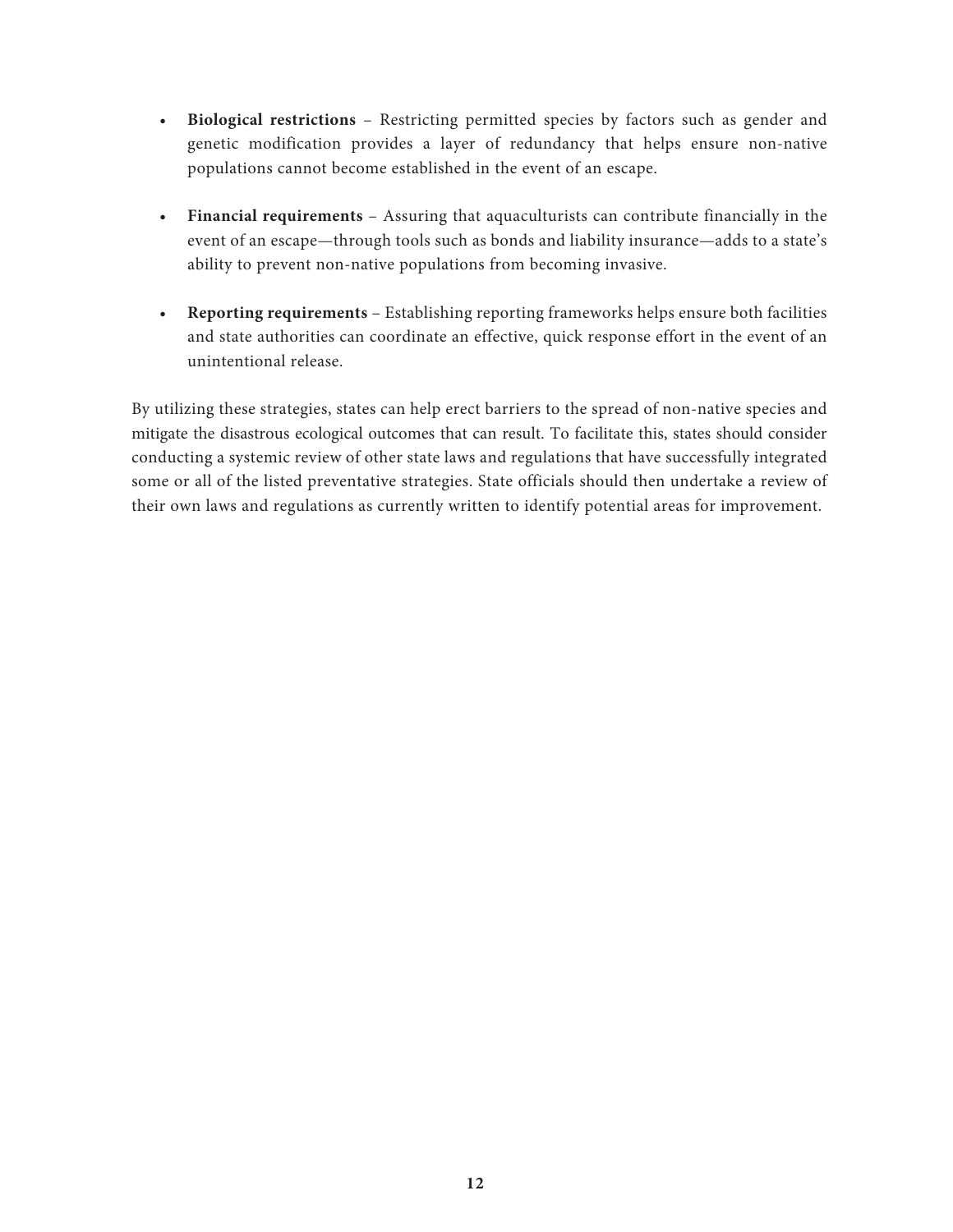- **Biological restrictions** – Restricting permitted species by factors such as gender and genetic modification provides a layer of redundancy that helps ensure non-native populations cannot become established in the event of an escape.

- **Financial requirements** – Assuring that aquaculturists can contribute financially in the event of an escape—through tools such as bonds and liability insurance—adds to a state's ability to prevent non-native populations from becoming invasive.

- **Reporting requirements** – Establishing reporting frameworks helps ensure both facilities and state authorities can coordinate an effective, quick response effort in the event of an unintentional release.

By utilizing these strategies, states can help erect barriers to the spread of non-native species and mitigate the disastrous ecological outcomes that can result. To facilitate this, states should consider conducting a systemic review of other state laws and regulations that have successfully integrated some or all of the listed preventative strategies. State officials should then undertake a review of their own laws and regulations as currently written to identify potential areas for improvement.